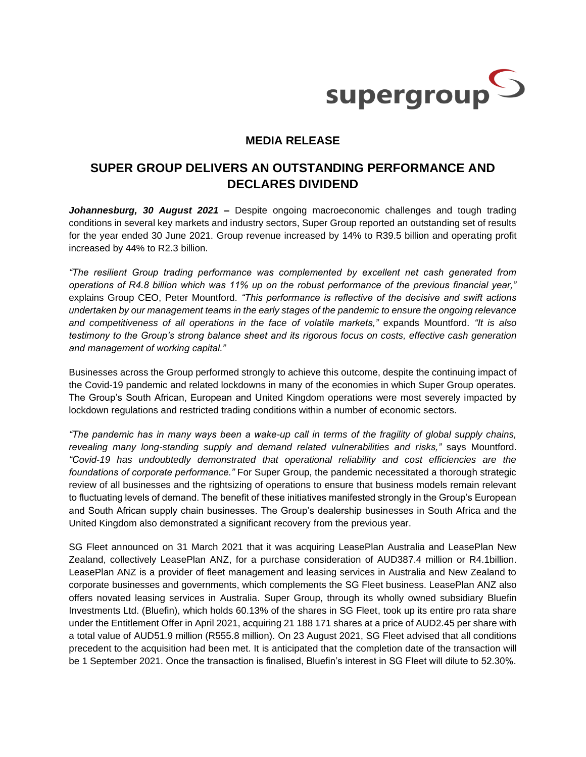supergroup

## MEDIA RELEASE

# SUPER GROUP DELIVERS AN OUTSTANDING PERFORMANCE AND DECLARES DIVIDEND

***Johannesburg, 30 August 2021*** **–** Despite ongoing macroeconomic challenges and tough trading conditions in several key markets and industry sectors, Super Group reported an outstanding set of results for the year ended 30 June 2021. Group revenue increased by 14% to R39.5 billion and operating profit increased by 44% to R2.3 billion.

*"The resilient Group trading performance was complemented by excellent net cash generated from operations of R4.8 billion which was 11% up on the robust performance of the previous financial year,"* explains Group CEO, Peter Mountford. *"This performance is reflective of the decisive and swift actions undertaken by our management teams in the early stages of the pandemic to ensure the ongoing relevance and competitiveness of all operations in the face of volatile markets,"* expands Mountford*. "It is also testimony to the Group's strong balance sheet and its rigorous focus on costs, effective cash generation and management of working capital."*

Businesses across the Group performed strongly to achieve this outcome, despite the continuing impact of the Covid-19 pandemic and related lockdowns in many of the economies in which Super Group operates. The Group's South African, European and United Kingdom operations were most severely impacted by lockdown regulations and restricted trading conditions within a number of economic sectors.

*"The pandemic has in many ways been a wake-up call in terms of the fragility of global supply chains, revealing many long-standing supply and demand related vulnerabilities and risks,"* says Mountford. *"Covid-19 has undoubtedly demonstrated that operational reliability and cost efficiencies are the foundations of corporate performance."* For Super Group, the pandemic necessitated a thorough strategic review of all businesses and the rightsizing of operations to ensure that business models remain relevant to fluctuating levels of demand. The benefit of these initiatives manifested strongly in the Group's European and South African supply chain businesses. The Group's dealership businesses in South Africa and the United Kingdom also demonstrated a significant recovery from the previous year.

SG Fleet announced on 31 March 2021 that it was acquiring LeasePlan Australia and LeasePlan New Zealand, collectively LeasePlan ANZ, for a purchase consideration of AUD387.4 million or R4.1billion. LeasePlan ANZ is a provider of fleet management and leasing services in Australia and New Zealand to corporate businesses and governments, which complements the SG Fleet business. LeasePlan ANZ also offers novated leasing services in Australia. Super Group, through its wholly owned subsidiary Bluefin Investments Ltd. (Bluefin), which holds 60.13% of the shares in SG Fleet, took up its entire pro rata share under the Entitlement Offer in April 2021, acquiring 21 188 171 shares at a price of AUD2.45 per share with a total value of AUD51.9 million (R555.8 million). On 23 August 2021, SG Fleet advised that all conditions precedent to the acquisition had been met. It is anticipated that the completion date of the transaction will be 1 September 2021. Once the transaction is finalised, Bluefin's interest in SG Fleet will dilute to 52.30%.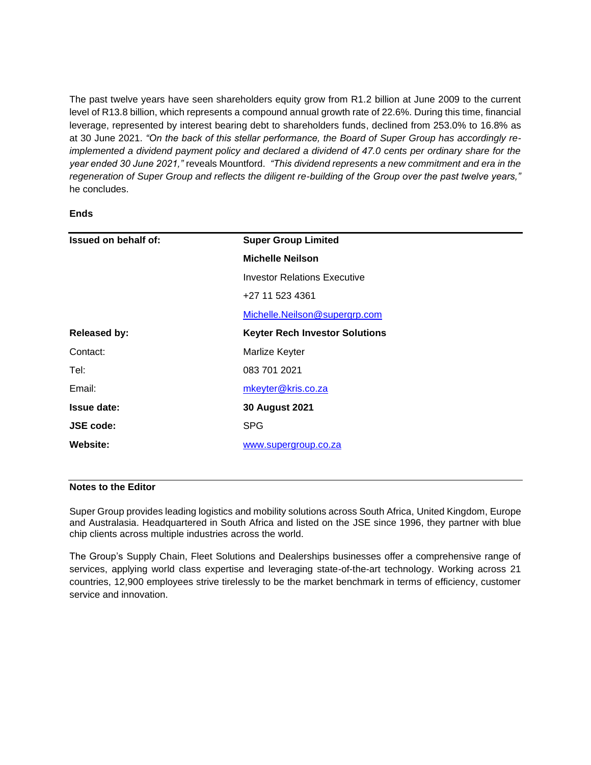The past twelve years have seen shareholders equity grow from R1.2 billion at June 2009 to the current level of R13.8 billion, which represents a compound annual growth rate of 22.6%. During this time, financial leverage, represented by interest bearing debt to shareholders funds, declined from 253.0% to 16.8% as at 30 June 2021. *"On the back of this stellar performance, the Board of Super Group has accordingly re-implemented a dividend payment policy and declared a dividend of 47.0 cents per ordinary share for the year ended 30 June 2021,"* reveals Mountford. *"This dividend represents a new commitment and era in the regeneration of Super Group and reflects the diligent re-building of the Group over the past twelve years,"* he concludes.

**Ends**

| | |
|---|---|
| **Issued on behalf of:** | **Super Group Limited** |
| | **Michelle Neilson** |
| | Investor Relations Executive |
| | +27 11 523 4361 |
| | Michelle.Neilson@supergrp.com |
| **Released by:** | **Keyter Rech Investor Solutions** |
| Contact: | Marlize Keyter |
| Tel: | 083 701 2021 |
| Email: | mkeyter@kris.co.za |
| **Issue date:** | **30 August 2021** |
| **JSE code:** | SPG |
| **Website:** | www.supergroup.co.za |

**Notes to the Editor**

Super Group provides leading logistics and mobility solutions across South Africa, United Kingdom, Europe and Australasia. Headquartered in South Africa and listed on the JSE since 1996, they partner with blue chip clients across multiple industries across the world.

The Group's Supply Chain, Fleet Solutions and Dealerships businesses offer a comprehensive range of services, applying world class expertise and leveraging state-of-the-art technology. Working across 21 countries, 12,900 employees strive tirelessly to be the market benchmark in terms of efficiency, customer service and innovation.